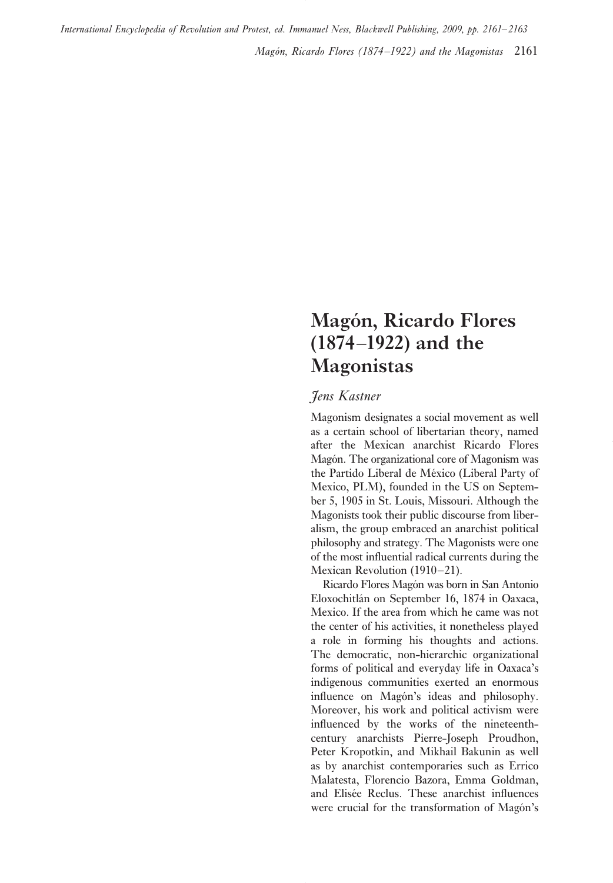# Magón, Ricardo Flores (1874–1922) and the Magonistas

*Jens Kastner*

Magonism designates a social movement as well as a certain school of libertarian theory, named after the Mexican anarchist Ricardo Flores Magón. The organizational core of Magonism was the Partido Liberal de México (Liberal Party of Mexico, PLM), founded in the US on September 5, 1905 in St. Louis, Missouri. Although the Magonists took their public discourse from liberalism, the group embraced an anarchist political philosophy and strategy. The Magonists were one of the most influential radical currents during the Mexican Revolution (1910–21).

Ricardo Flores Magón was born in San Antonio Eloxochitlán on September 16, 1874 in Oaxaca, Mexico. If the area from which he came was not the center of his activities, it nonetheless played a role in forming his thoughts and actions. The democratic, non-hierarchic organizational forms of political and everyday life in Oaxaca's indigenous communities exerted an enormous influence on Magón's ideas and philosophy. Moreover, his work and political activism were influenced by the works of the nineteenth-century anarchists Pierre-Joseph Proudhon, Peter Kropotkin, and Mikhail Bakunin as well as by anarchist contemporaries such as Errico Malatesta, Florencio Bazora, Emma Goldman, and Elisée Reclus. These anarchist influences were crucial for the transformation of Magón's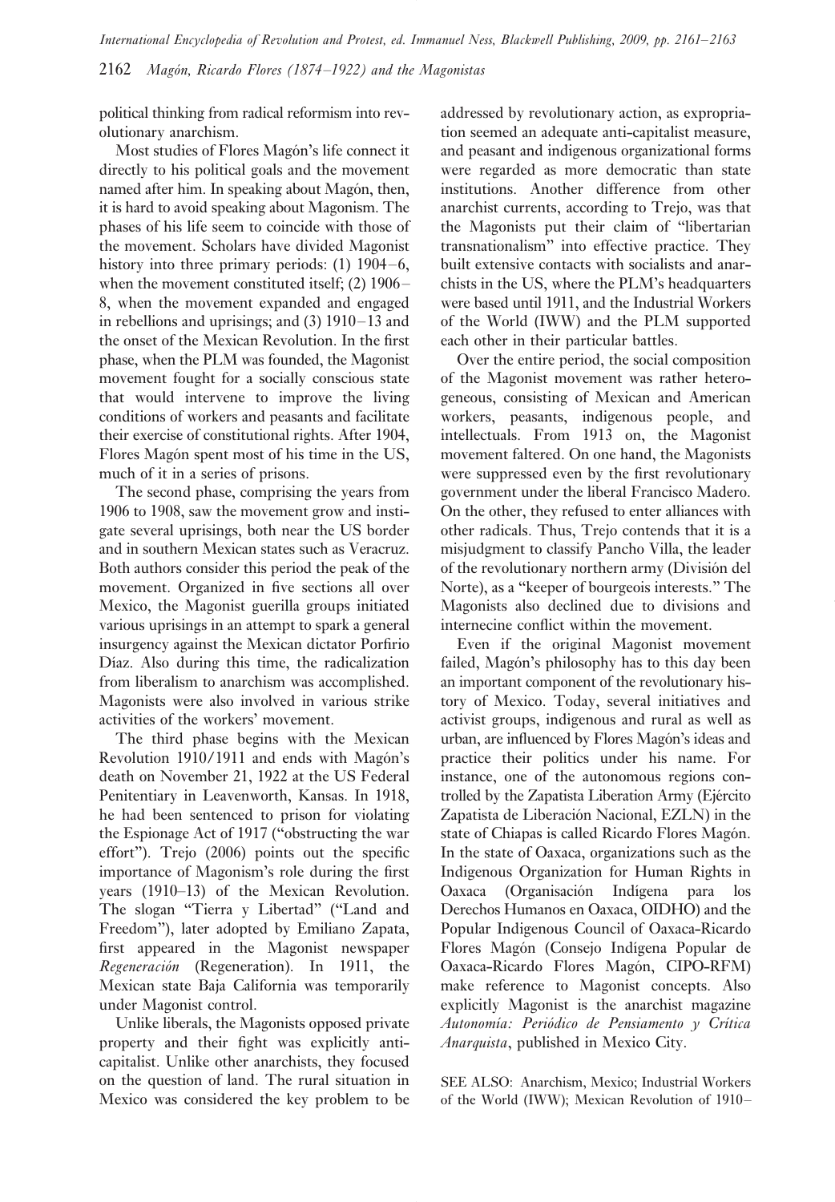political thinking from radical reformism into revolutionary anarchism.

Most studies of Flores Magón's life connect it directly to his political goals and the movement named after him. In speaking about Magón, then, it is hard to avoid speaking about Magonism. The phases of his life seem to coincide with those of the movement. Scholars have divided Magonist history into three primary periods: (1) 1904–6, when the movement constituted itself; (2) 1906–8, when the movement expanded and engaged in rebellions and uprisings; and (3) 1910–13 and the onset of the Mexican Revolution. In the first phase, when the PLM was founded, the Magonist movement fought for a socially conscious state that would intervene to improve the living conditions of workers and peasants and facilitate their exercise of constitutional rights. After 1904, Flores Magón spent most of his time in the US, much of it in a series of prisons.

The second phase, comprising the years from 1906 to 1908, saw the movement grow and instigate several uprisings, both near the US border and in southern Mexican states such as Veracruz. Both authors consider this period the peak of the movement. Organized in five sections all over Mexico, the Magonist guerilla groups initiated various uprisings in an attempt to spark a general insurgency against the Mexican dictator Porfirio Díaz. Also during this time, the radicalization from liberalism to anarchism was accomplished. Magonists were also involved in various strike activities of the workers' movement.

The third phase begins with the Mexican Revolution 1910/1911 and ends with Magón's death on November 21, 1922 at the US Federal Penitentiary in Leavenworth, Kansas. In 1918, he had been sentenced to prison for violating the Espionage Act of 1917 ("obstructing the war effort"). Trejo (2006) points out the specific importance of Magonism's role during the first years (1910–13) of the Mexican Revolution. The slogan "Tierra y Libertad" ("Land and Freedom"), later adopted by Emiliano Zapata, first appeared in the Magonist newspaper *Regeneración* (Regeneration). In 1911, the Mexican state Baja California was temporarily under Magonist control.

Unlike liberals, the Magonists opposed private property and their fight was explicitly anti-capitalist. Unlike other anarchists, they focused on the question of land. The rural situation in Mexico was considered the key problem to be addressed by revolutionary action, as expropriation seemed an adequate anti-capitalist measure, and peasant and indigenous organizational forms were regarded as more democratic than state institutions. Another difference from other anarchist currents, according to Trejo, was that the Magonists put their claim of "libertarian transnationalism" into effective practice. They built extensive contacts with socialists and anarchists in the US, where the PLM's headquarters were based until 1911, and the Industrial Workers of the World (IWW) and the PLM supported each other in their particular battles.

Over the entire period, the social composition of the Magonist movement was rather heterogeneous, consisting of Mexican and American workers, peasants, indigenous people, and intellectuals. From 1913 on, the Magonist movement faltered. On one hand, the Magonists were suppressed even by the first revolutionary government under the liberal Francisco Madero. On the other, they refused to enter alliances with other radicals. Thus, Trejo contends that it is a misjudgment to classify Pancho Villa, the leader of the revolutionary northern army (División del Norte), as a "keeper of bourgeois interests." The Magonists also declined due to divisions and internecine conflict within the movement.

Even if the original Magonist movement failed, Magón's philosophy has to this day been an important component of the revolutionary history of Mexico. Today, several initiatives and activist groups, indigenous and rural as well as urban, are influenced by Flores Magón's ideas and practice their politics under his name. For instance, one of the autonomous regions controlled by the Zapatista Liberation Army (Ejército Zapatista de Liberación Nacional, EZLN) in the state of Chiapas is called Ricardo Flores Magón. In the state of Oaxaca, organizations such as the Indigenous Organization for Human Rights in Oaxaca (Organisación Indígena para los Derechos Humanos en Oaxaca, OIDHO) and the Popular Indigenous Council of Oaxaca-Ricardo Flores Magón (Consejo Indígena Popular de Oaxaca-Ricardo Flores Magón, CIPO-RFM) make reference to Magonist concepts. Also explicitly Magonist is the anarchist magazine *Autonomía: Periódico de Pensiamento y Crítica Anarquista*, published in Mexico City.

SEE ALSO: Anarchism, Mexico; Industrial Workers of the World (IWW); Mexican Revolution of 1910–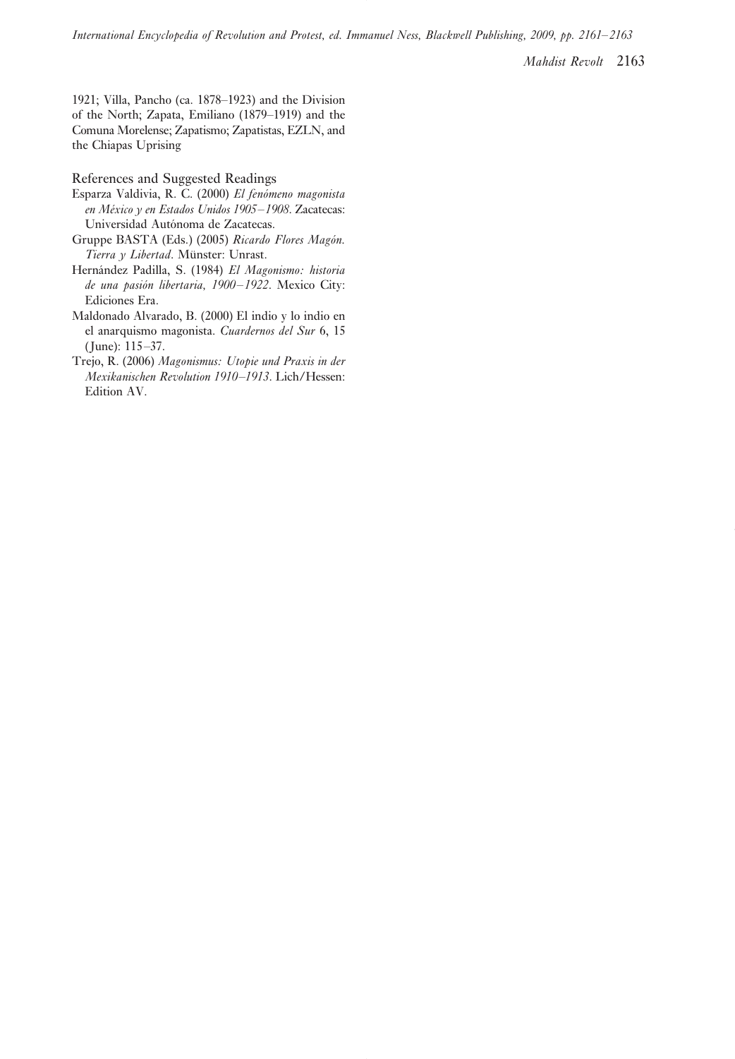1921; Villa, Pancho (ca. 1878–1923) and the Division of the North; Zapata, Emiliano (1879–1919) and the Comuna Morelense; Zapatismo; Zapatistas, EZLN, and the Chiapas Uprising

## References and Suggested Readings

Esparza Valdivia, R. C. (2000) *El fenómeno magonista en México y en Estados Unidos 1905–1908*. Zacatecas: Universidad Autónoma de Zacatecas.

Gruppe BASTA (Eds.) (2005) *Ricardo Flores Magón. Tierra y Libertad*. Münster: Unrast.

Hernández Padilla, S. (1984) *El Magonismo: historia de una pasión libertaria, 1900–1922*. Mexico City: Ediciones Era.

Maldonado Alvarado, B. (2000) El indio y lo indio en el anarquismo magonista. *Cuardernos del Sur* 6, 15 (June): 115–37.

Trejo, R. (2006) *Magonismus: Utopie und Praxis in der Mexikanischen Revolution 1910–1913*. Lich/Hessen: Edition AV.